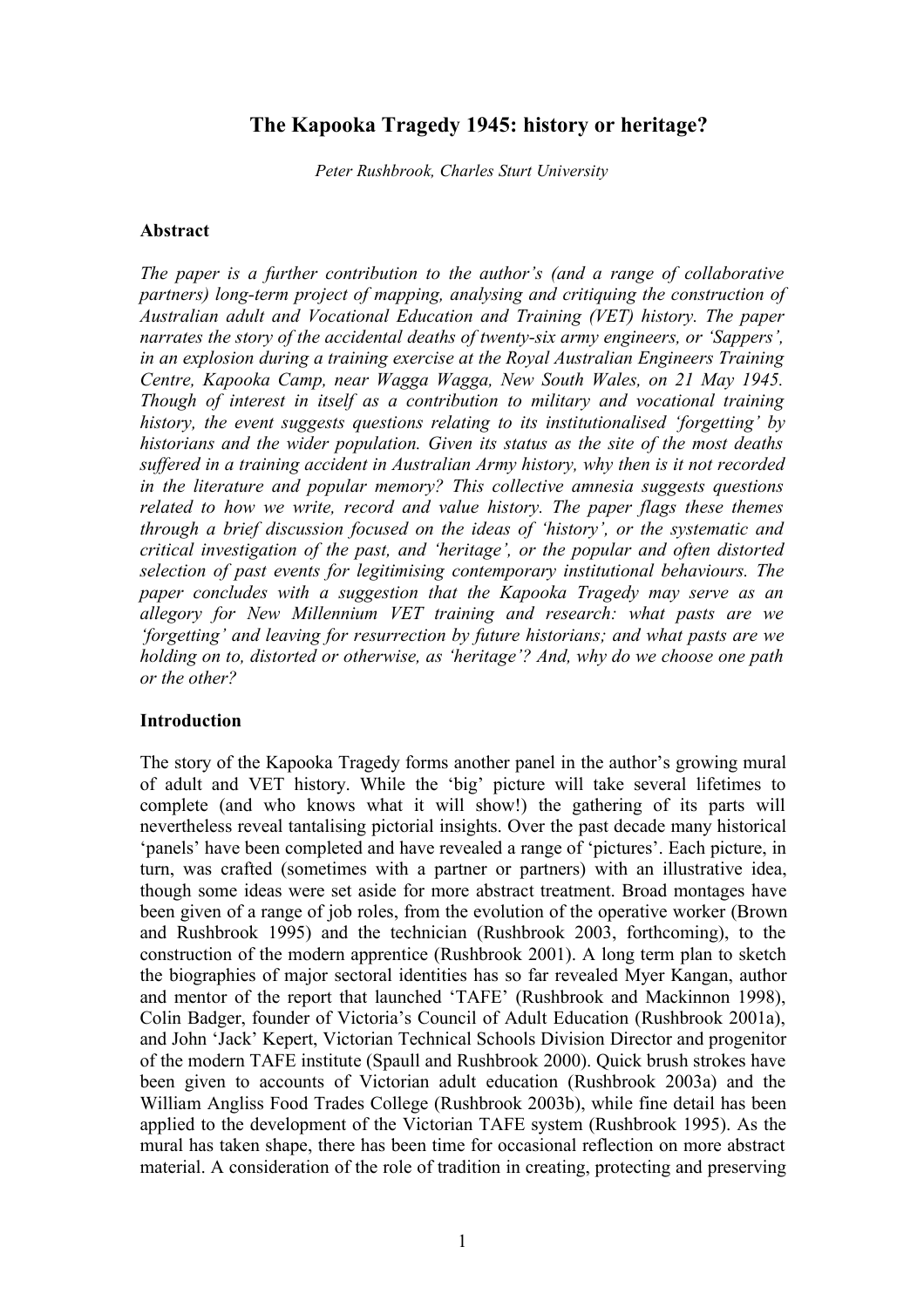# The Kapooka Tragedy 1945: history or heritage?

*Peter Rushbrook, Charles Sturt University*

## Abstract

*The paper is a further contribution to the author's (and a range of collaborative partners) long-term project of mapping, analysing and critiquing the construction of Australian adult and Vocational Education and Training (VET) history. The paper narrates the story of the accidental deaths of twenty-six army engineers, or 'Sappers', in an explosion during a training exercise at the Royal Australian Engineers Training Centre, Kapooka Camp, near Wagga Wagga, New South Wales, on 21 May 1945. Though of interest in itself as a contribution to military and vocational training history, the event suggests questions relating to its institutionalised 'forgetting' by historians and the wider population. Given its status as the site of the most deaths suffered in a training accident in Australian Army history, why then is it not recorded in the literature and popular memory? This collective amnesia suggests questions related to how we write, record and value history. The paper flags these themes through a brief discussion focused on the ideas of 'history', or the systematic and critical investigation of the past, and 'heritage', or the popular and often distorted selection of past events for legitimising contemporary institutional behaviours. The paper concludes with a suggestion that the Kapooka Tragedy may serve as an allegory for New Millennium VET training and research: what pasts are we 'forgetting' and leaving for resurrection by future historians; and what pasts are we holding on to, distorted or otherwise, as 'heritage'? And, why do we choose one path or the other?*

## Introduction

The story of the Kapooka Tragedy forms another panel in the author's growing mural of adult and VET history. While the 'big' picture will take several lifetimes to complete (and who knows what it will show!) the gathering of its parts will nevertheless reveal tantalising pictorial insights. Over the past decade many historical 'panels' have been completed and have revealed a range of 'pictures'. Each picture, in turn, was crafted (sometimes with a partner or partners) with an illustrative idea, though some ideas were set aside for more abstract treatment. Broad montages have been given of a range of job roles, from the evolution of the operative worker (Brown and Rushbrook 1995) and the technician (Rushbrook 2003, forthcoming), to the construction of the modern apprentice (Rushbrook 2001). A long term plan to sketch the biographies of major sectoral identities has so far revealed Myer Kangan, author and mentor of the report that launched 'TAFE' (Rushbrook and Mackinnon 1998), Colin Badger, founder of Victoria's Council of Adult Education (Rushbrook 2001a), and John 'Jack' Kepert, Victorian Technical Schools Division Director and progenitor of the modern TAFE institute (Spaull and Rushbrook 2000). Quick brush strokes have been given to accounts of Victorian adult education (Rushbrook 2003a) and the William Angliss Food Trades College (Rushbrook 2003b), while fine detail has been applied to the development of the Victorian TAFE system (Rushbrook 1995). As the mural has taken shape, there has been time for occasional reflection on more abstract material. A consideration of the role of tradition in creating, protecting and preserving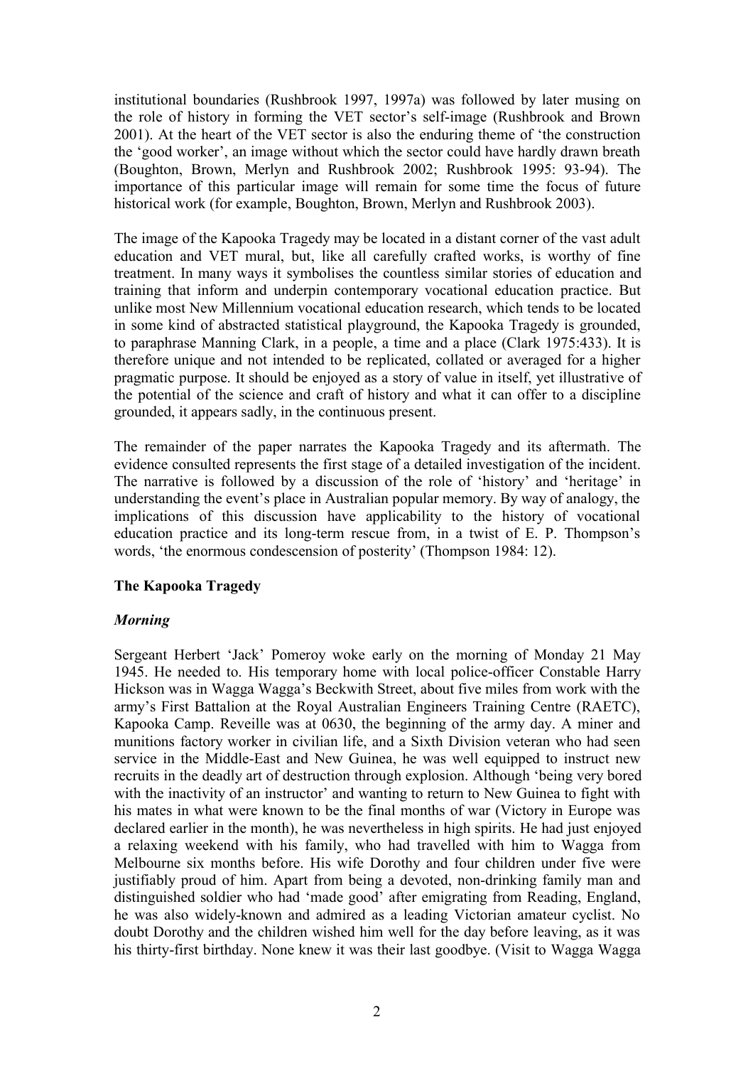institutional boundaries (Rushbrook 1997, 1997a) was followed by later musing on the role of history in forming the VET sector's self-image (Rushbrook and Brown 2001). At the heart of the VET sector is also the enduring theme of 'the construction the 'good worker', an image without which the sector could have hardly drawn breath (Boughton, Brown, Merlyn and Rushbrook 2002; Rushbrook 1995: 93-94). The importance of this particular image will remain for some time the focus of future historical work (for example, Boughton, Brown, Merlyn and Rushbrook 2003).

The image of the Kapooka Tragedy may be located in a distant corner of the vast adult education and VET mural, but, like all carefully crafted works, is worthy of fine treatment. In many ways it symbolises the countless similar stories of education and training that inform and underpin contemporary vocational education practice. But unlike most New Millennium vocational education research, which tends to be located in some kind of abstracted statistical playground, the Kapooka Tragedy is grounded, to paraphrase Manning Clark, in a people, a time and a place (Clark 1975:433). It is therefore unique and not intended to be replicated, collated or averaged for a higher pragmatic purpose. It should be enjoyed as a story of value in itself, yet illustrative of the potential of the science and craft of history and what it can offer to a discipline grounded, it appears sadly, in the continuous present.

The remainder of the paper narrates the Kapooka Tragedy and its aftermath. The evidence consulted represents the first stage of a detailed investigation of the incident. The narrative is followed by a discussion of the role of 'history' and 'heritage' in understanding the event's place in Australian popular memory. By way of analogy, the implications of this discussion have applicability to the history of vocational education practice and its long-term rescue from, in a twist of E. P. Thompson's words, 'the enormous condescension of posterity' (Thompson 1984: 12).

## The Kapooka Tragedy

### *Morning*

Sergeant Herbert 'Jack' Pomeroy woke early on the morning of Monday 21 May 1945. He needed to. His temporary home with local police-officer Constable Harry Hickson was in Wagga Wagga's Beckwith Street, about five miles from work with the army's First Battalion at the Royal Australian Engineers Training Centre (RAETC), Kapooka Camp. Reveille was at 0630, the beginning of the army day. A miner and munitions factory worker in civilian life, and a Sixth Division veteran who had seen service in the Middle-East and New Guinea, he was well equipped to instruct new recruits in the deadly art of destruction through explosion. Although 'being very bored with the inactivity of an instructor' and wanting to return to New Guinea to fight with his mates in what were known to be the final months of war (Victory in Europe was declared earlier in the month), he was nevertheless in high spirits. He had just enjoyed a relaxing weekend with his family, who had travelled with him to Wagga from Melbourne six months before. His wife Dorothy and four children under five were justifiably proud of him. Apart from being a devoted, non-drinking family man and distinguished soldier who had 'made good' after emigrating from Reading, England, he was also widely-known and admired as a leading Victorian amateur cyclist. No doubt Dorothy and the children wished him well for the day before leaving, as it was his thirty-first birthday. None knew it was their last goodbye. (Visit to Wagga Wagga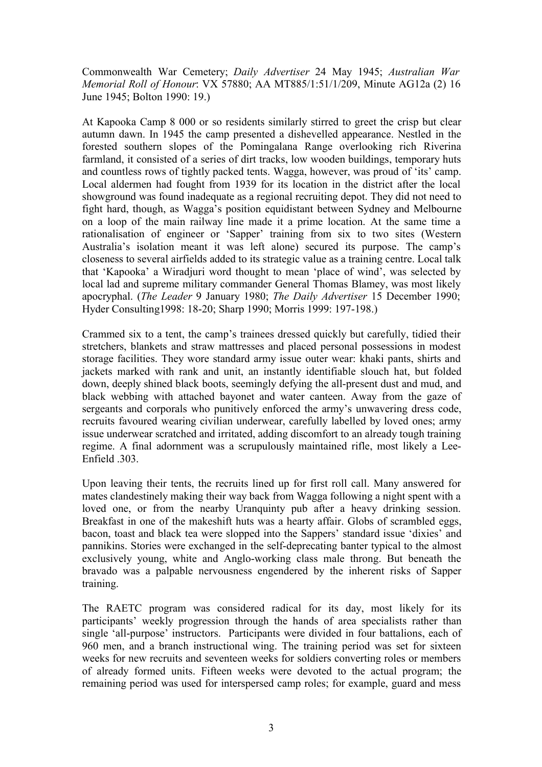Commonwealth War Cemetery; *Daily Advertiser* 24 May 1945; *Australian War Memorial Roll of Honour*: VX 57880; AA MT885/1:51/1/209, Minute AG12a (2) 16 June 1945; Bolton 1990: 19.)

At Kapooka Camp 8 000 or so residents similarly stirred to greet the crisp but clear autumn dawn. In 1945 the camp presented a dishevelled appearance. Nestled in the forested southern slopes of the Pomingalana Range overlooking rich Riverina farmland, it consisted of a series of dirt tracks, low wooden buildings, temporary huts and countless rows of tightly packed tents. Wagga, however, was proud of 'its' camp. Local aldermen had fought from 1939 for its location in the district after the local showground was found inadequate as a regional recruiting depot. They did not need to fight hard, though, as Wagga's position equidistant between Sydney and Melbourne on a loop of the main railway line made it a prime location. At the same time a rationalisation of engineer or 'Sapper' training from six to two sites (Western Australia's isolation meant it was left alone) secured its purpose. The camp's closeness to several airfields added to its strategic value as a training centre. Local talk that 'Kapooka' a Wiradjuri word thought to mean 'place of wind', was selected by local lad and supreme military commander General Thomas Blamey, was most likely apocryphal. (*The Leader* 9 January 1980; *The Daily Advertiser* 15 December 1990; Hyder Consulting1998: 18-20; Sharp 1990; Morris 1999: 197-198.)

Crammed six to a tent, the camp's trainees dressed quickly but carefully, tidied their stretchers, blankets and straw mattresses and placed personal possessions in modest storage facilities. They wore standard army issue outer wear: khaki pants, shirts and jackets marked with rank and unit, an instantly identifiable slouch hat, but folded down, deeply shined black boots, seemingly defying the all-present dust and mud, and black webbing with attached bayonet and water canteen. Away from the gaze of sergeants and corporals who punitively enforced the army's unwavering dress code, recruits favoured wearing civilian underwear, carefully labelled by loved ones; army issue underwear scratched and irritated, adding discomfort to an already tough training regime. A final adornment was a scrupulously maintained rifle, most likely a Lee-Enfield .303.

Upon leaving their tents, the recruits lined up for first roll call. Many answered for mates clandestinely making their way back from Wagga following a night spent with a loved one, or from the nearby Uranquinty pub after a heavy drinking session. Breakfast in one of the makeshift huts was a hearty affair. Globs of scrambled eggs, bacon, toast and black tea were slopped into the Sappers' standard issue 'dixies' and pannikins. Stories were exchanged in the self-deprecating banter typical to the almost exclusively young, white and Anglo-working class male throng. But beneath the bravado was a palpable nervousness engendered by the inherent risks of Sapper training.

The RAETC program was considered radical for its day, most likely for its participants' weekly progression through the hands of area specialists rather than single 'all-purpose' instructors. Participants were divided in four battalions, each of 960 men, and a branch instructional wing. The training period was set for sixteen weeks for new recruits and seventeen weeks for soldiers converting roles or members of already formed units. Fifteen weeks were devoted to the actual program; the remaining period was used for interspersed camp roles; for example, guard and mess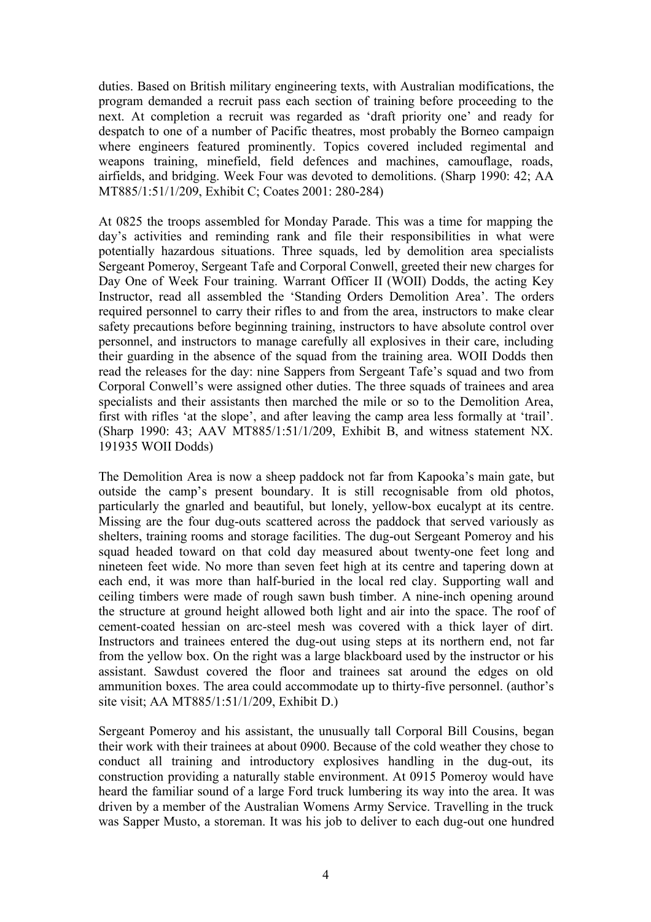duties. Based on British military engineering texts, with Australian modifications, the program demanded a recruit pass each section of training before proceeding to the next. At completion a recruit was regarded as 'draft priority one' and ready for despatch to one of a number of Pacific theatres, most probably the Borneo campaign where engineers featured prominently. Topics covered included regimental and weapons training, minefield, field defences and machines, camouflage, roads, airfields, and bridging. Week Four was devoted to demolitions. (Sharp 1990: 42; AA MT885/1:51/1/209, Exhibit C; Coates 2001: 280-284)

At 0825 the troops assembled for Monday Parade. This was a time for mapping the day's activities and reminding rank and file their responsibilities in what were potentially hazardous situations. Three squads, led by demolition area specialists Sergeant Pomeroy, Sergeant Tafe and Corporal Conwell, greeted their new charges for Day One of Week Four training. Warrant Officer II (WOII) Dodds, the acting Key Instructor, read all assembled the 'Standing Orders Demolition Area'. The orders required personnel to carry their rifles to and from the area, instructors to make clear safety precautions before beginning training, instructors to have absolute control over personnel, and instructors to manage carefully all explosives in their care, including their guarding in the absence of the squad from the training area. WOII Dodds then read the releases for the day: nine Sappers from Sergeant Tafe's squad and two from Corporal Conwell's were assigned other duties. The three squads of trainees and area specialists and their assistants then marched the mile or so to the Demolition Area, first with rifles 'at the slope', and after leaving the camp area less formally at 'trail'. (Sharp 1990: 43; AAV MT885/1:51/1/209, Exhibit B, and witness statement NX. 191935 WOII Dodds)

The Demolition Area is now a sheep paddock not far from Kapooka's main gate, but outside the camp's present boundary. It is still recognisable from old photos, particularly the gnarled and beautiful, but lonely, yellow-box eucalypt at its centre. Missing are the four dug-outs scattered across the paddock that served variously as shelters, training rooms and storage facilities. The dug-out Sergeant Pomeroy and his squad headed toward on that cold day measured about twenty-one feet long and nineteen feet wide. No more than seven feet high at its centre and tapering down at each end, it was more than half-buried in the local red clay. Supporting wall and ceiling timbers were made of rough sawn bush timber. A nine-inch opening around the structure at ground height allowed both light and air into the space. The roof of cement-coated hessian on arc-steel mesh was covered with a thick layer of dirt. Instructors and trainees entered the dug-out using steps at its northern end, not far from the yellow box. On the right was a large blackboard used by the instructor or his assistant. Sawdust covered the floor and trainees sat around the edges on old ammunition boxes. The area could accommodate up to thirty-five personnel. (author's site visit; AA MT885/1:51/1/209, Exhibit D.)

Sergeant Pomeroy and his assistant, the unusually tall Corporal Bill Cousins, began their work with their trainees at about 0900. Because of the cold weather they chose to conduct all training and introductory explosives handling in the dug-out, its construction providing a naturally stable environment. At 0915 Pomeroy would have heard the familiar sound of a large Ford truck lumbering its way into the area. It was driven by a member of the Australian Womens Army Service. Travelling in the truck was Sapper Musto, a storeman. It was his job to deliver to each dug-out one hundred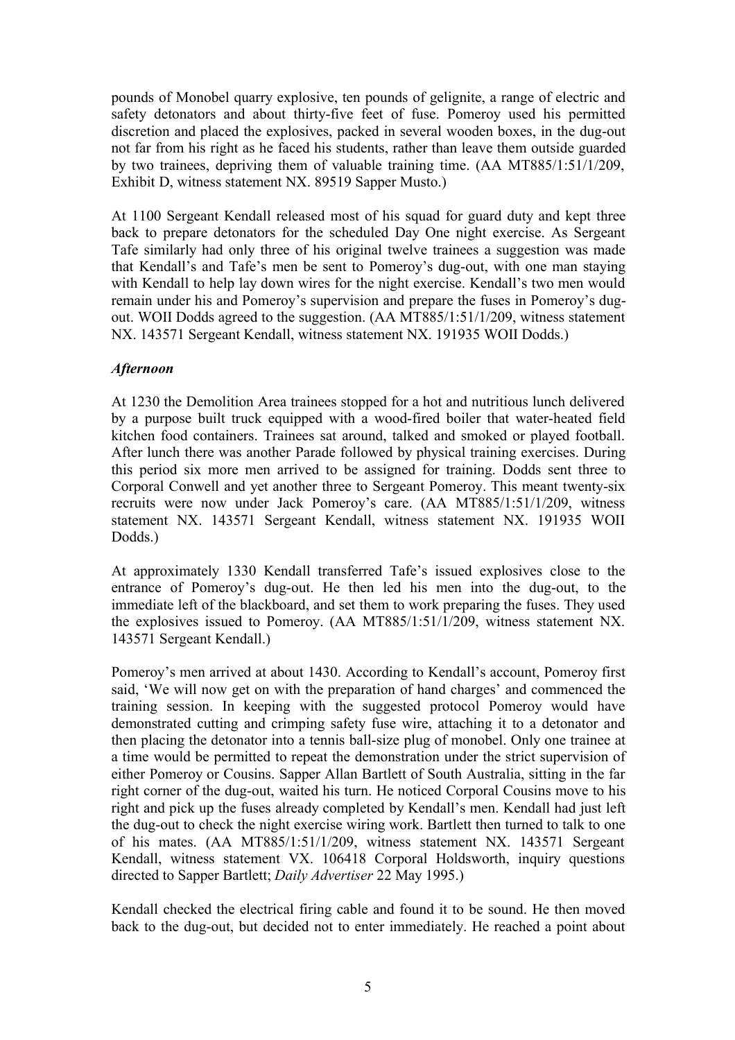pounds of Monobel quarry explosive, ten pounds of gelignite, a range of electric and safety detonators and about thirty-five feet of fuse. Pomeroy used his permitted discretion and placed the explosives, packed in several wooden boxes, in the dug-out not far from his right as he faced his students, rather than leave them outside guarded by two trainees, depriving them of valuable training time. (AA MT885/1:51/1/209, Exhibit D, witness statement NX. 89519 Sapper Musto.)

At 1100 Sergeant Kendall released most of his squad for guard duty and kept three back to prepare detonators for the scheduled Day One night exercise. As Sergeant Tafe similarly had only three of his original twelve trainees a suggestion was made that Kendall's and Tafe's men be sent to Pomeroy's dug-out, with one man staying with Kendall to help lay down wires for the night exercise. Kendall's two men would remain under his and Pomeroy's supervision and prepare the fuses in Pomeroy's dug-out. WOII Dodds agreed to the suggestion. (AA MT885/1:51/1/209, witness statement NX. 143571 Sergeant Kendall, witness statement NX. 191935 WOII Dodds.)

### *Afternoon*

At 1230 the Demolition Area trainees stopped for a hot and nutritious lunch delivered by a purpose built truck equipped with a wood-fired boiler that water-heated field kitchen food containers. Trainees sat around, talked and smoked or played football. After lunch there was another Parade followed by physical training exercises. During this period six more men arrived to be assigned for training. Dodds sent three to Corporal Conwell and yet another three to Sergeant Pomeroy. This meant twenty-six recruits were now under Jack Pomeroy's care. (AA MT885/1:51/1/209, witness statement NX. 143571 Sergeant Kendall, witness statement NX. 191935 WOII Dodds.)

At approximately 1330 Kendall transferred Tafe's issued explosives close to the entrance of Pomeroy's dug-out. He then led his men into the dug-out, to the immediate left of the blackboard, and set them to work preparing the fuses. They used the explosives issued to Pomeroy. (AA MT885/1:51/1/209, witness statement NX. 143571 Sergeant Kendall.)

Pomeroy's men arrived at about 1430. According to Kendall's account, Pomeroy first said, 'We will now get on with the preparation of hand charges' and commenced the training session. In keeping with the suggested protocol Pomeroy would have demonstrated cutting and crimping safety fuse wire, attaching it to a detonator and then placing the detonator into a tennis ball-size plug of monobel. Only one trainee at a time would be permitted to repeat the demonstration under the strict supervision of either Pomeroy or Cousins. Sapper Allan Bartlett of South Australia, sitting in the far right corner of the dug-out, waited his turn. He noticed Corporal Cousins move to his right and pick up the fuses already completed by Kendall's men. Kendall had just left the dug-out to check the night exercise wiring work. Bartlett then turned to talk to one of his mates. (AA MT885/1:51/1/209, witness statement NX. 143571 Sergeant Kendall, witness statement VX. 106418 Corporal Holdsworth, inquiry questions directed to Sapper Bartlett; *Daily Advertiser* 22 May 1995.)

Kendall checked the electrical firing cable and found it to be sound. He then moved back to the dug-out, but decided not to enter immediately. He reached a point about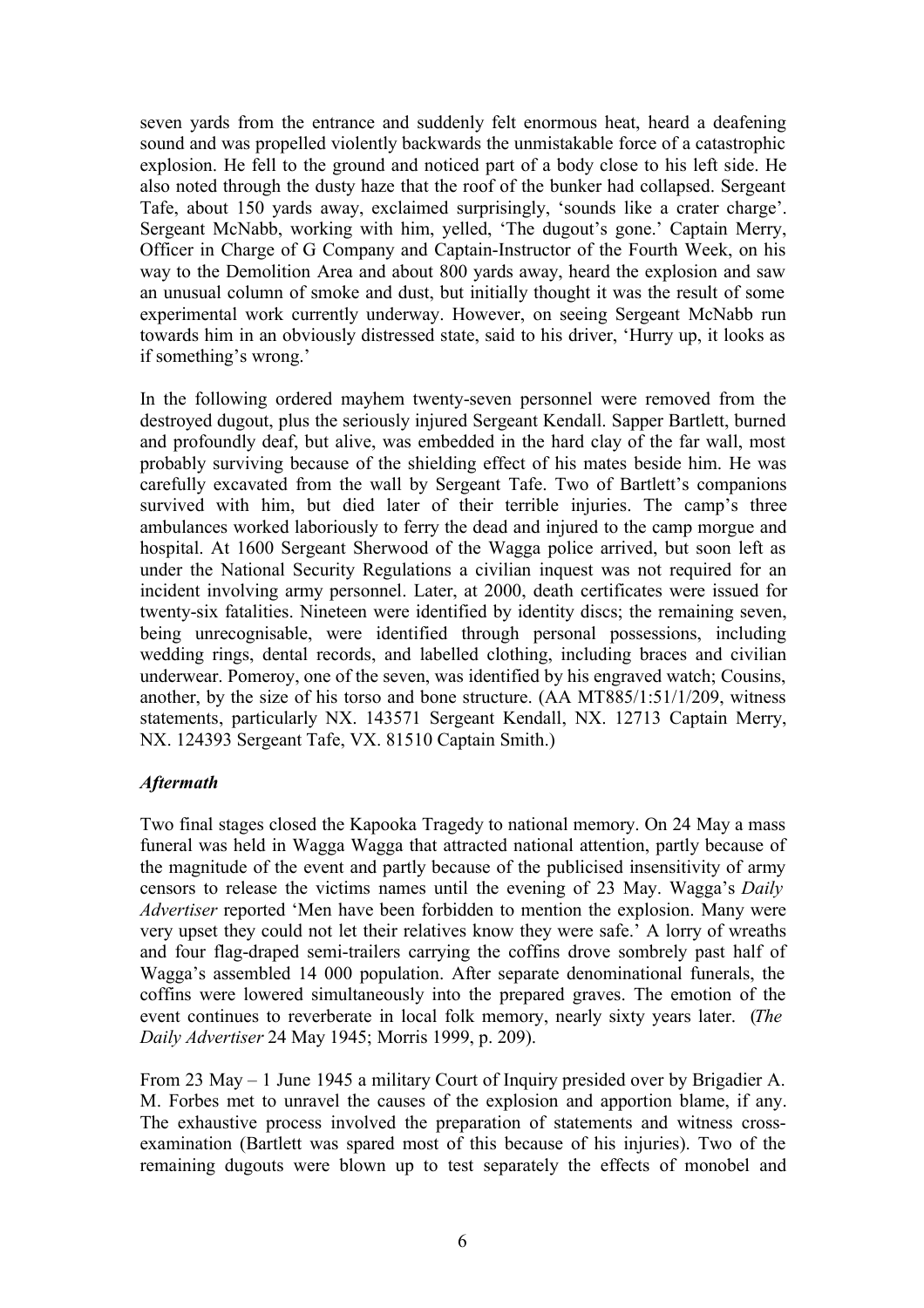seven yards from the entrance and suddenly felt enormous heat, heard a deafening sound and was propelled violently backwards the unmistakable force of a catastrophic explosion. He fell to the ground and noticed part of a body close to his left side. He also noted through the dusty haze that the roof of the bunker had collapsed. Sergeant Tafe, about 150 yards away, exclaimed surprisingly, 'sounds like a crater charge'. Sergeant McNabb, working with him, yelled, 'The dugout's gone.' Captain Merry, Officer in Charge of G Company and Captain-Instructor of the Fourth Week, on his way to the Demolition Area and about 800 yards away, heard the explosion and saw an unusual column of smoke and dust, but initially thought it was the result of some experimental work currently underway. However, on seeing Sergeant McNabb run towards him in an obviously distressed state, said to his driver, 'Hurry up, it looks as if something's wrong.'

In the following ordered mayhem twenty-seven personnel were removed from the destroyed dugout, plus the seriously injured Sergeant Kendall. Sapper Bartlett, burned and profoundly deaf, but alive, was embedded in the hard clay of the far wall, most probably surviving because of the shielding effect of his mates beside him. He was carefully excavated from the wall by Sergeant Tafe. Two of Bartlett's companions survived with him, but died later of their terrible injuries. The camp's three ambulances worked laboriously to ferry the dead and injured to the camp morgue and hospital. At 1600 Sergeant Sherwood of the Wagga police arrived, but soon left as under the National Security Regulations a civilian inquest was not required for an incident involving army personnel. Later, at 2000, death certificates were issued for twenty-six fatalities. Nineteen were identified by identity discs; the remaining seven, being unrecognisable, were identified through personal possessions, including wedding rings, dental records, and labelled clothing, including braces and civilian underwear. Pomeroy, one of the seven, was identified by his engraved watch; Cousins, another, by the size of his torso and bone structure. (AA MT885/1:51/1/209, witness statements, particularly NX. 143571 Sergeant Kendall, NX. 12713 Captain Merry, NX. 124393 Sergeant Tafe, VX. 81510 Captain Smith.)

### *Aftermath*

Two final stages closed the Kapooka Tragedy to national memory. On 24 May a mass funeral was held in Wagga Wagga that attracted national attention, partly because of the magnitude of the event and partly because of the publicised insensitivity of army censors to release the victims names until the evening of 23 May. Wagga's *Daily Advertiser* reported 'Men have been forbidden to mention the explosion. Many were very upset they could not let their relatives know they were safe.' A lorry of wreaths and four flag-draped semi-trailers carrying the coffins drove sombrely past half of Wagga's assembled 14 000 population. After separate denominational funerals, the coffins were lowered simultaneously into the prepared graves. The emotion of the event continues to reverberate in local folk memory, nearly sixty years later. (*The Daily Advertiser* 24 May 1945; Morris 1999, p. 209).

From 23 May – 1 June 1945 a military Court of Inquiry presided over by Brigadier A. M. Forbes met to unravel the causes of the explosion and apportion blame, if any. The exhaustive process involved the preparation of statements and witness cross-examination (Bartlett was spared most of this because of his injuries). Two of the remaining dugouts were blown up to test separately the effects of monobel and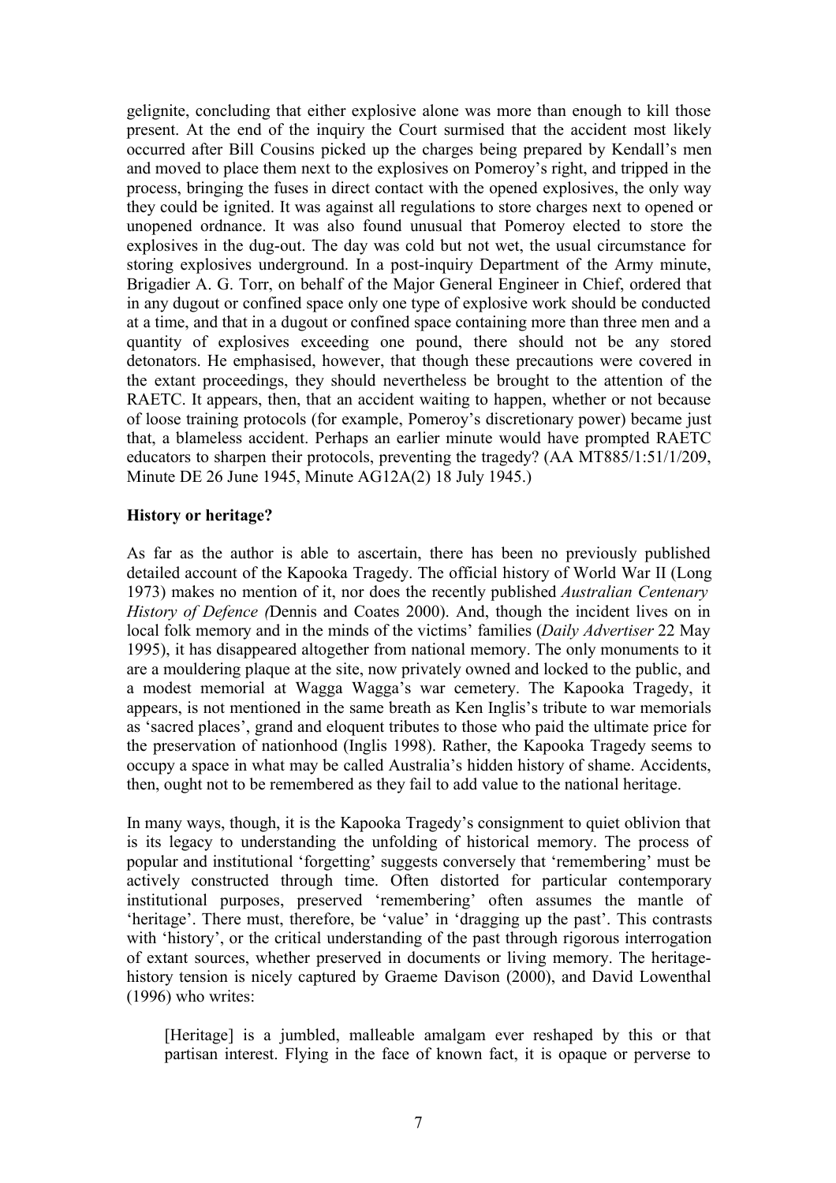gelignite, concluding that either explosive alone was more than enough to kill those present. At the end of the inquiry the Court surmised that the accident most likely occurred after Bill Cousins picked up the charges being prepared by Kendall's men and moved to place them next to the explosives on Pomeroy's right, and tripped in the process, bringing the fuses in direct contact with the opened explosives, the only way they could be ignited. It was against all regulations to store charges next to opened or unopened ordnance. It was also found unusual that Pomeroy elected to store the explosives in the dug-out. The day was cold but not wet, the usual circumstance for storing explosives underground. In a post-inquiry Department of the Army minute, Brigadier A. G. Torr, on behalf of the Major General Engineer in Chief, ordered that in any dugout or confined space only one type of explosive work should be conducted at a time, and that in a dugout or confined space containing more than three men and a quantity of explosives exceeding one pound, there should not be any stored detonators. He emphasised, however, that though these precautions were covered in the extant proceedings, they should nevertheless be brought to the attention of the RAETC. It appears, then, that an accident waiting to happen, whether or not because of loose training protocols (for example, Pomeroy's discretionary power) became just that, a blameless accident. Perhaps an earlier minute would have prompted RAETC educators to sharpen their protocols, preventing the tragedy? (AA MT885/1:51/1/209, Minute DE 26 June 1945, Minute AG12A(2) 18 July 1945.)

**History or heritage?**

As far as the author is able to ascertain, there has been no previously published detailed account of the Kapooka Tragedy. The official history of World War II (Long 1973) makes no mention of it, nor does the recently published *Australian Centenary History of Defence* (Dennis and Coates 2000). And, though the incident lives on in local folk memory and in the minds of the victims' families (*Daily Advertiser* 22 May 1995), it has disappeared altogether from national memory. The only monuments to it are a mouldering plaque at the site, now privately owned and locked to the public, and a modest memorial at Wagga Wagga's war cemetery. The Kapooka Tragedy, it appears, is not mentioned in the same breath as Ken Inglis's tribute to war memorials as 'sacred places', grand and eloquent tributes to those who paid the ultimate price for the preservation of nationhood (Inglis 1998). Rather, the Kapooka Tragedy seems to occupy a space in what may be called Australia's hidden history of shame. Accidents, then, ought not to be remembered as they fail to add value to the national heritage.

In many ways, though, it is the Kapooka Tragedy's consignment to quiet oblivion that is its legacy to understanding the unfolding of historical memory. The process of popular and institutional 'forgetting' suggests conversely that 'remembering' must be actively constructed through time. Often distorted for particular contemporary institutional purposes, preserved 'remembering' often assumes the mantle of 'heritage'. There must, therefore, be 'value' in 'dragging up the past'. This contrasts with 'history', or the critical understanding of the past through rigorous interrogation of extant sources, whether preserved in documents or living memory. The heritage-history tension is nicely captured by Graeme Davison (2000), and David Lowenthal (1996) who writes:

> [Heritage] is a jumbled, malleable amalgam ever reshaped by this or that partisan interest. Flying in the face of known fact, it is opaque or perverse to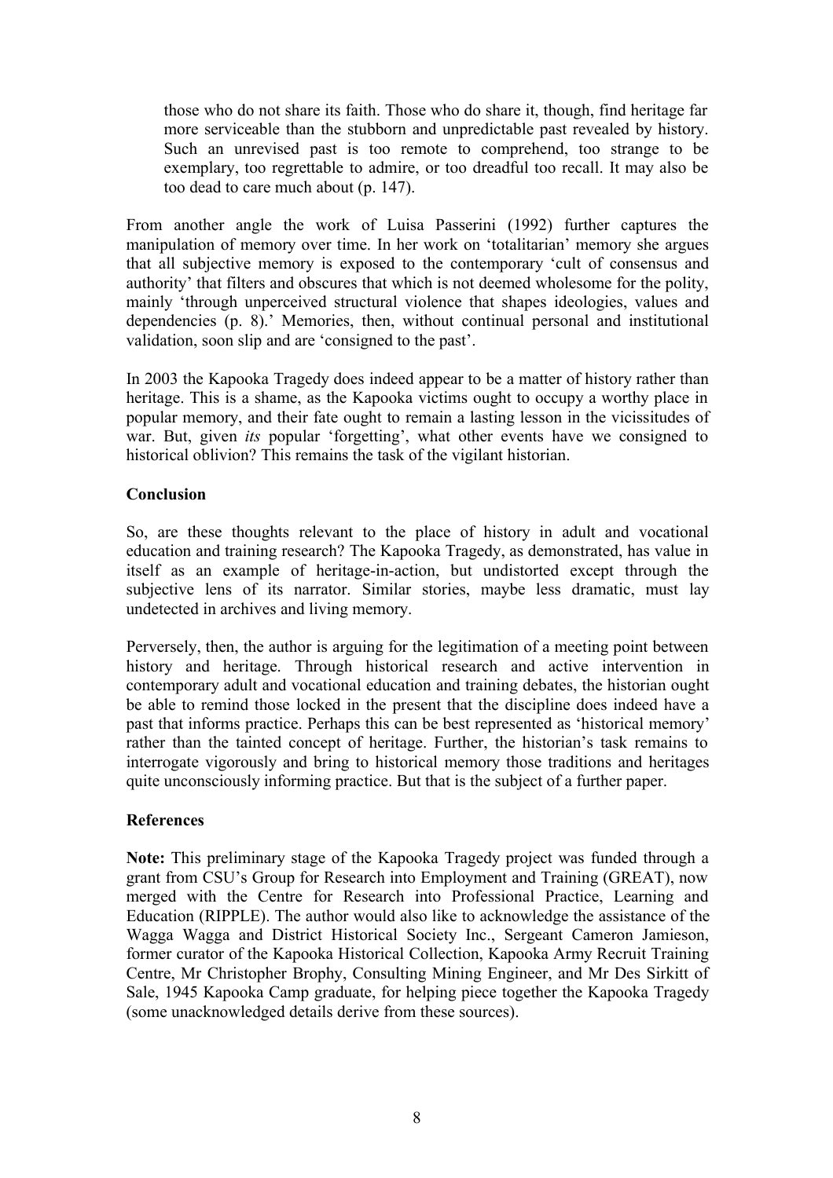> those who do not share its faith. Those who do share it, though, find heritage far more serviceable than the stubborn and unpredictable past revealed by history. Such an unrevised past is too remote to comprehend, too strange to be exemplary, too regrettable to admire, or too dreadful too recall. It may also be too dead to care much about (p. 147).

From another angle the work of Luisa Passerini (1992) further captures the manipulation of memory over time. In her work on 'totalitarian' memory she argues that all subjective memory is exposed to the contemporary 'cult of consensus and authority' that filters and obscures that which is not deemed wholesome for the polity, mainly 'through unperceived structural violence that shapes ideologies, values and dependencies (p. 8).' Memories, then, without continual personal and institutional validation, soon slip and are 'consigned to the past'.

In 2003 the Kapooka Tragedy does indeed appear to be a matter of history rather than heritage. This is a shame, as the Kapooka victims ought to occupy a worthy place in popular memory, and their fate ought to remain a lasting lesson in the vicissitudes of war. But, given *its* popular 'forgetting', what other events have we consigned to historical oblivion? This remains the task of the vigilant historian.

**Conclusion**

So, are these thoughts relevant to the place of history in adult and vocational education and training research? The Kapooka Tragedy, as demonstrated, has value in itself as an example of heritage-in-action, but undistorted except through the subjective lens of its narrator. Similar stories, maybe less dramatic, must lay undetected in archives and living memory.

Perversely, then, the author is arguing for the legitimation of a meeting point between history and heritage. Through historical research and active intervention in contemporary adult and vocational education and training debates, the historian ought be able to remind those locked in the present that the discipline does indeed have a past that informs practice. Perhaps this can be best represented as 'historical memory' rather than the tainted concept of heritage. Further, the historian's task remains to interrogate vigorously and bring to historical memory those traditions and heritages quite unconsciously informing practice. But that is the subject of a further paper.

**References**

**Note:** This preliminary stage of the Kapooka Tragedy project was funded through a grant from CSU's Group for Research into Employment and Training (GREAT), now merged with the Centre for Research into Professional Practice, Learning and Education (RIPPLE). The author would also like to acknowledge the assistance of the Wagga Wagga and District Historical Society Inc., Sergeant Cameron Jamieson, former curator of the Kapooka Historical Collection, Kapooka Army Recruit Training Centre, Mr Christopher Brophy, Consulting Mining Engineer, and Mr Des Sirkitt of Sale, 1945 Kapooka Camp graduate, for helping piece together the Kapooka Tragedy (some unacknowledged details derive from these sources).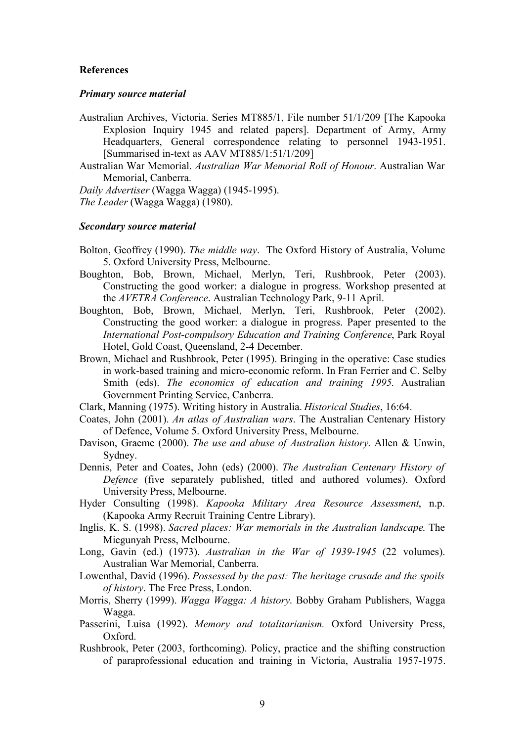**References**

***Primary source material***

Australian Archives, Victoria. Series MT885/1, File number 51/1/209 [The Kapooka Explosion Inquiry 1945 and related papers]. Department of Army, Army Headquarters, General correspondence relating to personnel 1943-1951. [Summarised in-text as AAV MT885/1:51/1/209]

Australian War Memorial. *Australian War Memorial Roll of Honour*. Australian War Memorial, Canberra.

*Daily Advertiser* (Wagga Wagga) (1945-1995).

*The Leader* (Wagga Wagga) (1980).

***Secondary source material***

Bolton, Geoffrey (1990). *The middle way*. The Oxford History of Australia, Volume 5. Oxford University Press, Melbourne.

Boughton, Bob, Brown, Michael, Merlyn, Teri, Rushbrook, Peter (2003). Constructing the good worker: a dialogue in progress. Workshop presented at the *AVETRA Conference*. Australian Technology Park, 9-11 April.

Boughton, Bob, Brown, Michael, Merlyn, Teri, Rushbrook, Peter (2002). Constructing the good worker: a dialogue in progress. Paper presented to the *International Post-compulsory Education and Training Conference*, Park Royal Hotel, Gold Coast, Queensland, 2-4 December.

Brown, Michael and Rushbrook, Peter (1995). Bringing in the operative: Case studies in work-based training and micro-economic reform. In Fran Ferrier and C. Selby Smith (eds). *The economics of education and training 1995*. Australian Government Printing Service, Canberra.

Clark, Manning (1975). Writing history in Australia. *Historical Studies*, 16:64.

Coates, John (2001). *An atlas of Australian wars*. The Australian Centenary History of Defence, Volume 5. Oxford University Press, Melbourne.

Davison, Graeme (2000). *The use and abuse of Australian history*. Allen & Unwin, Sydney.

Dennis, Peter and Coates, John (eds) (2000). *The Australian Centenary History of Defence* (five separately published, titled and authored volumes). Oxford University Press, Melbourne.

Hyder Consulting (1998). *Kapooka Military Area Resource Assessment*, n.p. (Kapooka Army Recruit Training Centre Library).

Inglis, K. S. (1998). *Sacred places: War memorials in the Australian landscape*. The Miegunyah Press, Melbourne.

Long, Gavin (ed.) (1973). *Australian in the War of 1939-1945* (22 volumes). Australian War Memorial, Canberra.

Lowenthal, David (1996). *Possessed by the past: The heritage crusade and the spoils of history*. The Free Press, London.

Morris, Sherry (1999). *Wagga Wagga: A history*. Bobby Graham Publishers, Wagga Wagga.

Passerini, Luisa (1992). *Memory and totalitarianism.* Oxford University Press, Oxford.

Rushbrook, Peter (2003, forthcoming). Policy, practice and the shifting construction of paraprofessional education and training in Victoria, Australia 1957-1975.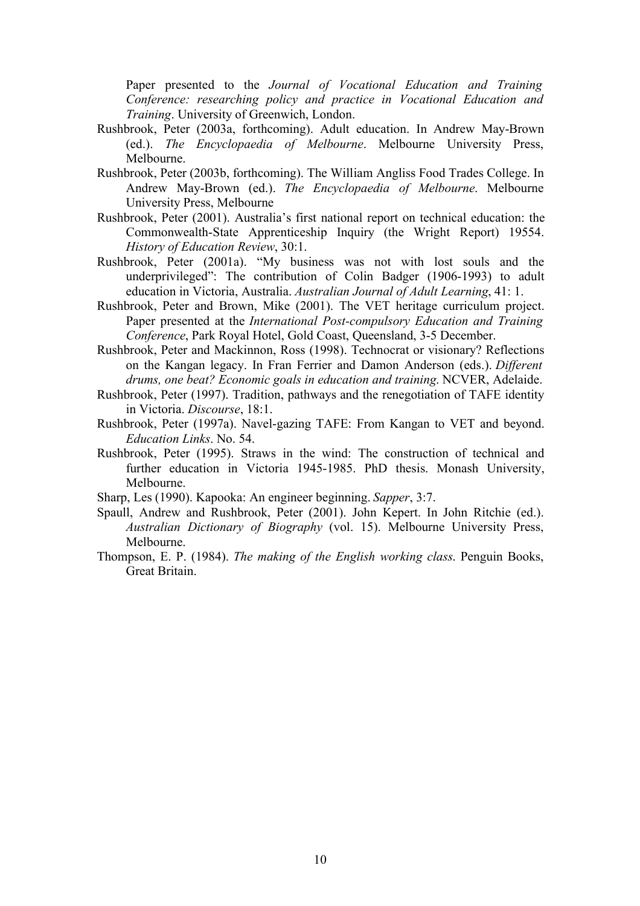Paper presented to the *Journal of Vocational Education and Training Conference: researching policy and practice in Vocational Education and Training*. University of Greenwich, London.

Rushbrook, Peter (2003a, forthcoming). Adult education. In Andrew May-Brown (ed.). *The Encyclopaedia of Melbourne*. Melbourne University Press, Melbourne.

Rushbrook, Peter (2003b, forthcoming). The William Angliss Food Trades College. In Andrew May-Brown (ed.). *The Encyclopaedia of Melbourne*. Melbourne University Press, Melbourne

Rushbrook, Peter (2001). Australia's first national report on technical education: the Commonwealth-State Apprenticeship Inquiry (the Wright Report) 19554. *History of Education Review*, 30:1.

Rushbrook, Peter (2001a). "My business was not with lost souls and the underprivileged": The contribution of Colin Badger (1906-1993) to adult education in Victoria, Australia. *Australian Journal of Adult Learning*, 41: 1.

Rushbrook, Peter and Brown, Mike (2001). The VET heritage curriculum project. Paper presented at the *International Post-compulsory Education and Training Conference*, Park Royal Hotel, Gold Coast, Queensland, 3-5 December.

Rushbrook, Peter and Mackinnon, Ross (1998). Technocrat or visionary? Reflections on the Kangan legacy. In Fran Ferrier and Damon Anderson (eds.). *Different drums, one beat? Economic goals in education and training*. NCVER, Adelaide.

Rushbrook, Peter (1997). Tradition, pathways and the renegotiation of TAFE identity in Victoria. *Discourse*, 18:1.

Rushbrook, Peter (1997a). Navel-gazing TAFE: From Kangan to VET and beyond. *Education Links*. No. 54.

Rushbrook, Peter (1995). Straws in the wind: The construction of technical and further education in Victoria 1945-1985. PhD thesis. Monash University, Melbourne.

Sharp, Les (1990). Kapooka: An engineer beginning. *Sapper*, 3:7.

Spaull, Andrew and Rushbrook, Peter (2001). John Kepert. In John Ritchie (ed.). *Australian Dictionary of Biography* (vol. 15). Melbourne University Press, Melbourne.

Thompson, E. P. (1984). *The making of the English working class*. Penguin Books, Great Britain.